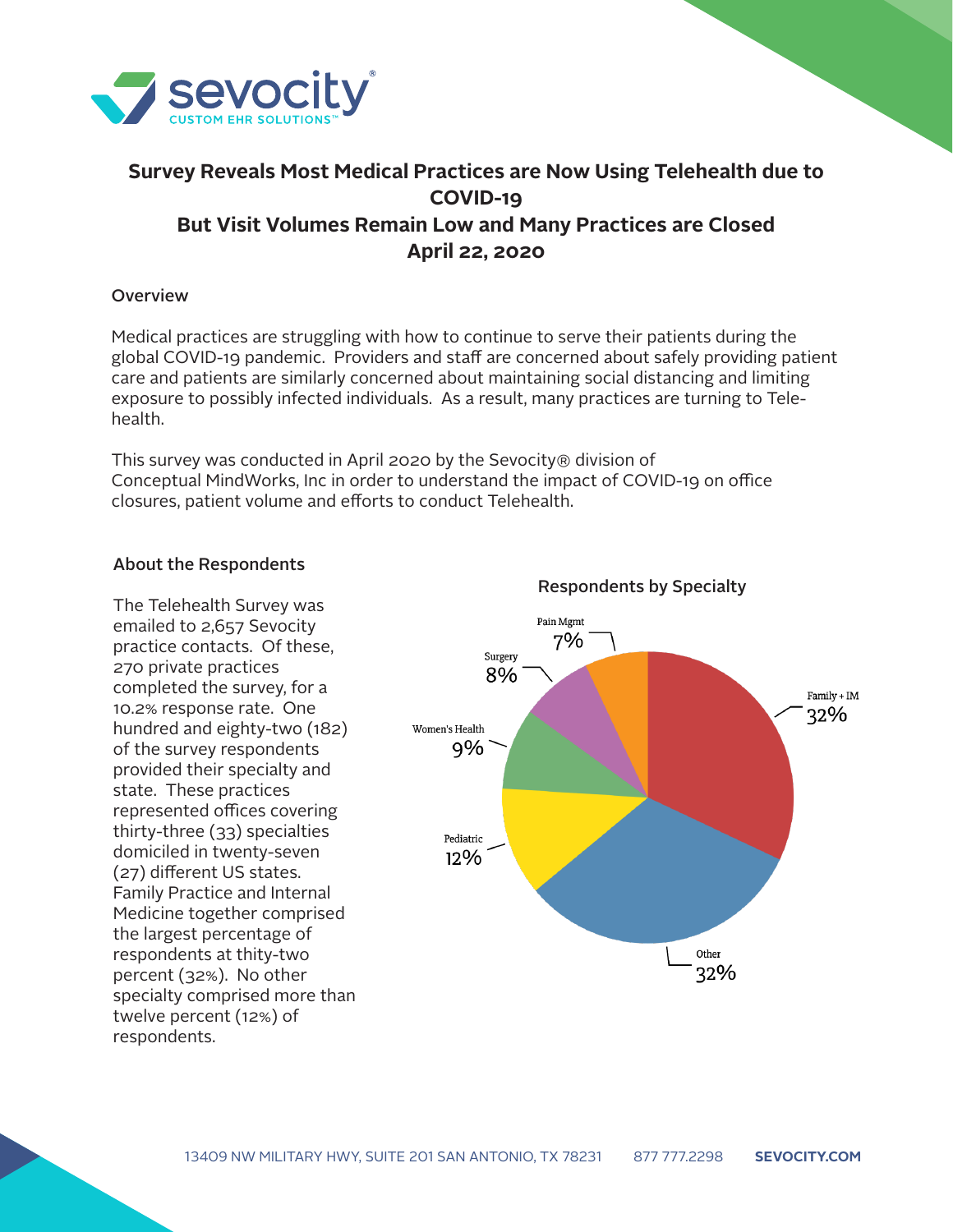# Survey Reveals Most Medical Practices are Now Using Telehealth due to COVID-19

## But Visit Volumes Remain Low and Many Practices are Closed

## April 22, 2020

### Overview

Medical practices are struggling with how to continue to serve their patients during the global COVID-19 pandemic. Providers and staff are concerned about safely providing patient care and patients are similarly concerned about maintaining social distancing and limiting exposure to possibly infected individuals. As a result, many practices are turning to Tele-health.

This survey was conducted in April 2020 by the Sevocity® division of Conceptual MindWorks, Inc in order to understand the impact of COVID-19 on office closures, patient volume and efforts to conduct Telehealth.

### About the Respondents

The Telehealth Survey was emailed to 2,657 Sevocity practice contacts. Of these, 270 private practices completed the survey, for a 10.2% response rate. One hundred and eighty-two (182) of the survey respondents provided their specialty and state. These practices represented offices covering thirty-three (33) specialties domiciled in twenty-seven (27) different US states. Family Practice and Internal Medicine together comprised the largest percentage of respondents at thity-two percent (32%). No other specialty comprised more than twelve percent (12%) of respondents.

**Respondents by Specialty**

| Specialty | Percentage |
|---|---|
| Family + IM | 32% |
| Other | 32% |
| Pediatric | 12% |
| Women's Health | 9% |
| Surgery | 8% |
| Pain Mgmt | 7% |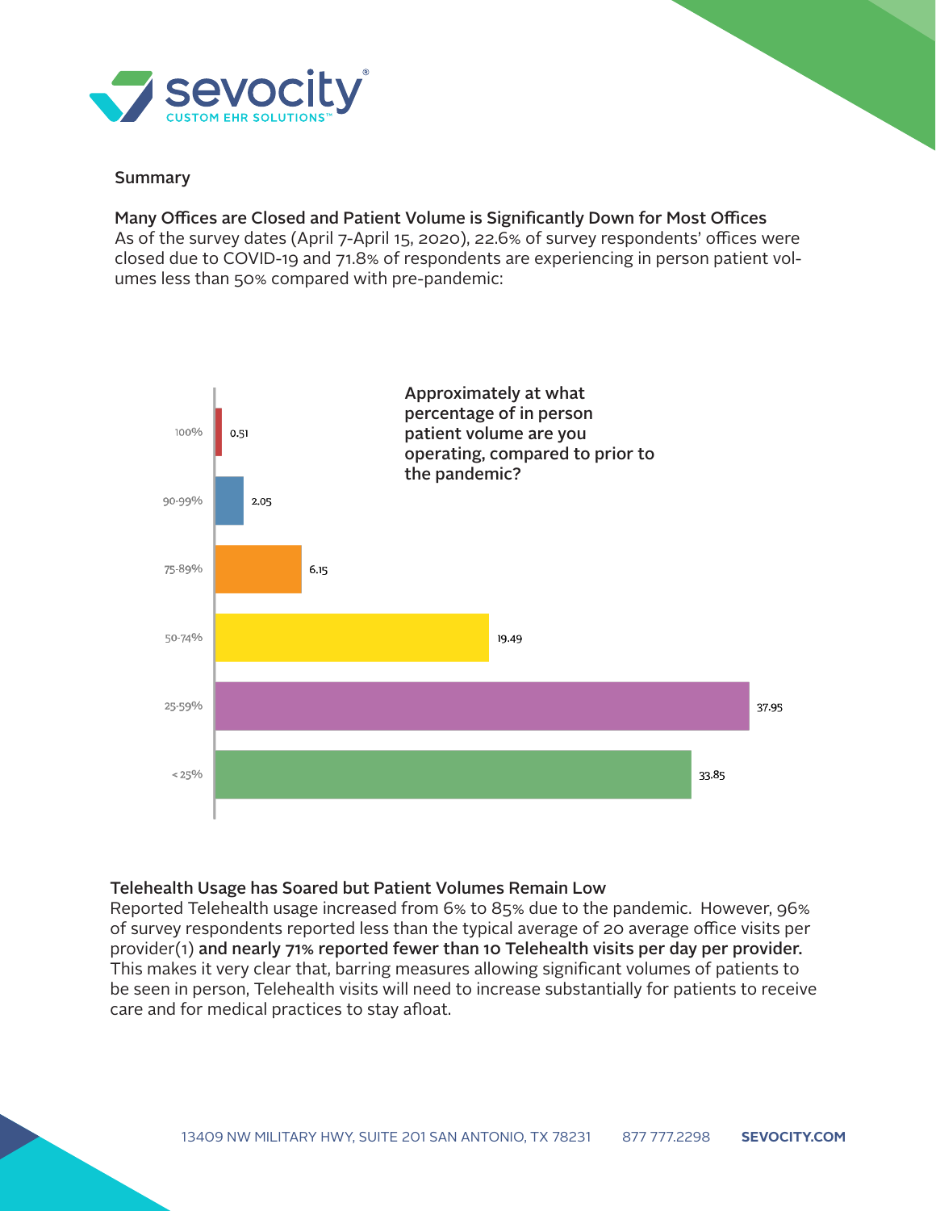## Summary

### Many Offices are Closed and Patient Volume is Significantly Down for Most Offices

As of the survey dates (April 7-April 15, 2020), 22.6% of survey respondents' offices were closed due to COVID-19 and 71.8% of respondents are experiencing in person patient volumes less than 50% compared with pre-pandemic:

**Approximately at what percentage of in person patient volume are you operating, compared to prior to the pandemic?**

| Percentage of in person patient volume | Value |
| --- | --- |
| 100% | 0.51 |
| 90-99% | 2.05 |
| 75-89% | 6.15 |
| 50-74% | 19.49 |
| 25-59% | 37.95 |
| < 25% | 33.85 |

### Telehealth Usage has Soared but Patient Volumes Remain Low

Reported Telehealth usage increased from 6% to 85% due to the pandemic. However, 96% of survey respondents reported less than the typical average of 20 average office visits per provider(1) **and nearly 71% reported fewer than 10 Telehealth visits per day per provider.** This makes it very clear that, barring measures allowing significant volumes of patients to be seen in person, Telehealth visits will need to increase substantially for patients to receive care and for medical practices to stay afloat.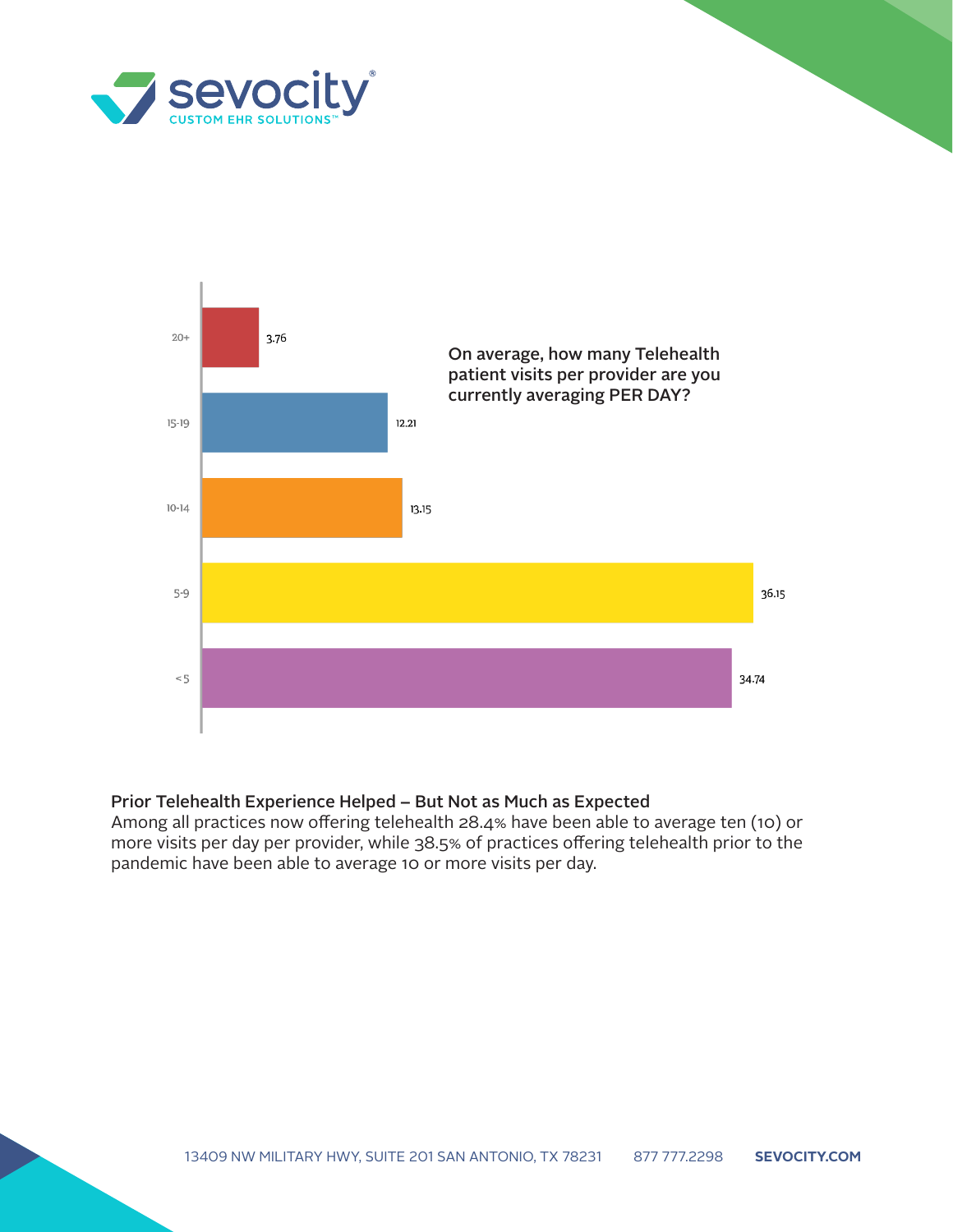On average, how many Telehealth patient visits per provider are you currently averaging PER DAY?

| Visits per day | Percent |
| --- | --- |
| 20+ | 3.76 |
| 15-19 | 12.21 |
| 10-14 | 13.15 |
| 5-9 | 36.15 |
| <5 | 34.74 |

**Prior Telehealth Experience Helped – But Not as Much as Expected**
Among all practices now offering telehealth 28.4% have been able to average ten (10) or more visits per day per provider, while 38.5% of practices offering telehealth prior to the pandemic have been able to average 10 or more visits per day.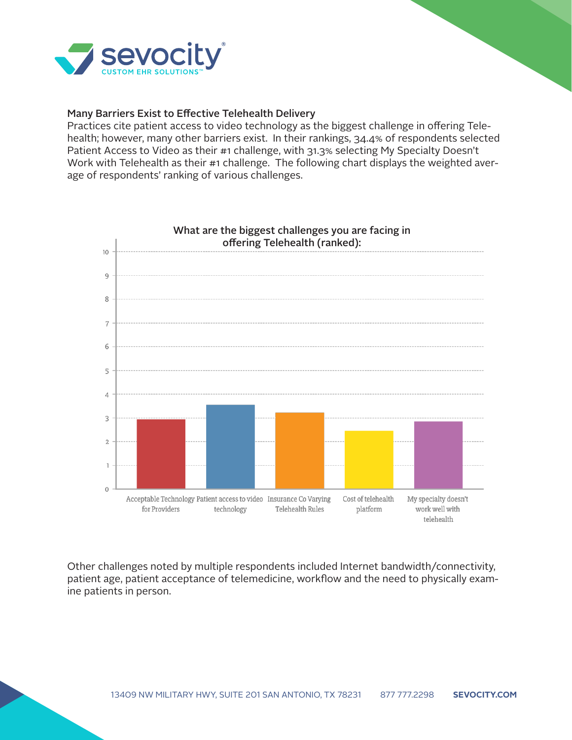### Many Barriers Exist to Effective Telehealth Delivery

Practices cite patient access to video technology as the biggest challenge in offering Telehealth; however, many other barriers exist. In their rankings, 34.4% of respondents selected Patient Access to Video as their #1 challenge, with 31.3% selecting My Specialty Doesn't Work with Telehealth as their #1 challenge. The following chart displays the weighted average of respondents' ranking of various challenges.

**What are the biggest challenges you are facing in offering Telehealth (ranked):**

| Challenge | Weighted average (approx.) |
|---|---|
| Acceptable Technology for Providers | 2.9 |
| Patient access to video technology | 3.5 |
| Insurance Co Varying Telehealth Rules | 3.2 |
| Cost of telehealth platform | 2.4 |
| My specialty doesn't work well with telehealth | 2.8 |

Other challenges noted by multiple respondents included Internet bandwidth/connectivity, patient age, patient acceptance of telemedicine, workflow and the need to physically examine patients in person.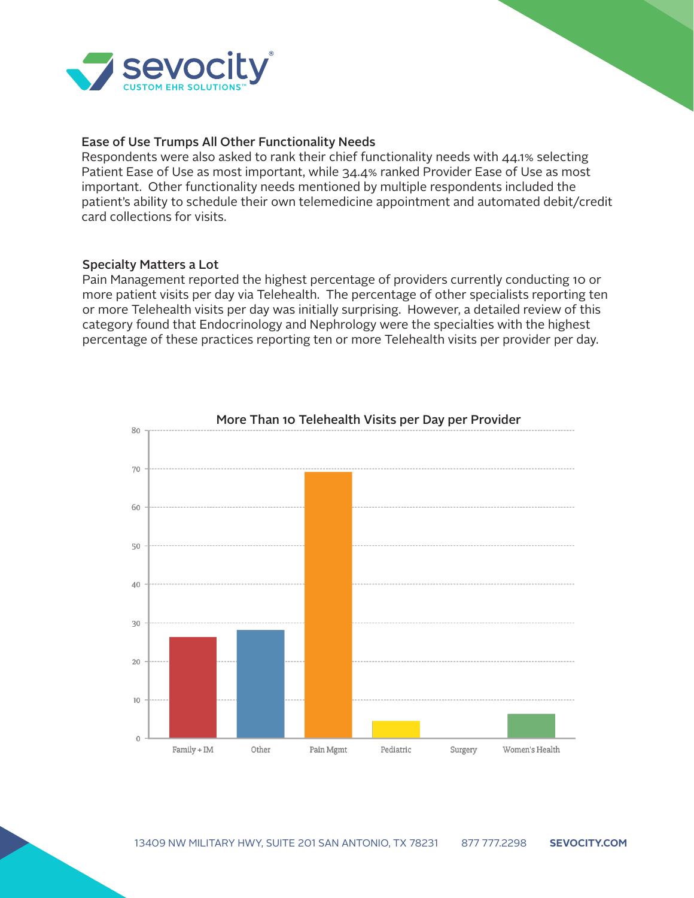### Ease of Use Trumps All Other Functionality Needs

Respondents were also asked to rank their chief functionality needs with 44.1% selecting Patient Ease of Use as most important, while 34.4% ranked Provider Ease of Use as most important. Other functionality needs mentioned by multiple respondents included the patient's ability to schedule their own telemedicine appointment and automated debit/credit card collections for visits.

### Specialty Matters a Lot

Pain Management reported the highest percentage of providers currently conducting 10 or more patient visits per day via Telehealth. The percentage of other specialists reporting ten or more Telehealth visits per day was initially surprising. However, a detailed review of this category found that Endocrinology and Nephrology were the specialties with the highest percentage of these practices reporting ten or more Telehealth visits per provider per day.

**More Than 10 Telehealth Visits per Day per Provider**

| Specialty | Value (approx.) |
|---|---|
| Family + IM | 26 |
| Other | 28 |
| Pain Mgmt | 69 |
| Pediatric | 4 |
| Surgery | 0 |
| Women's Health | 6 |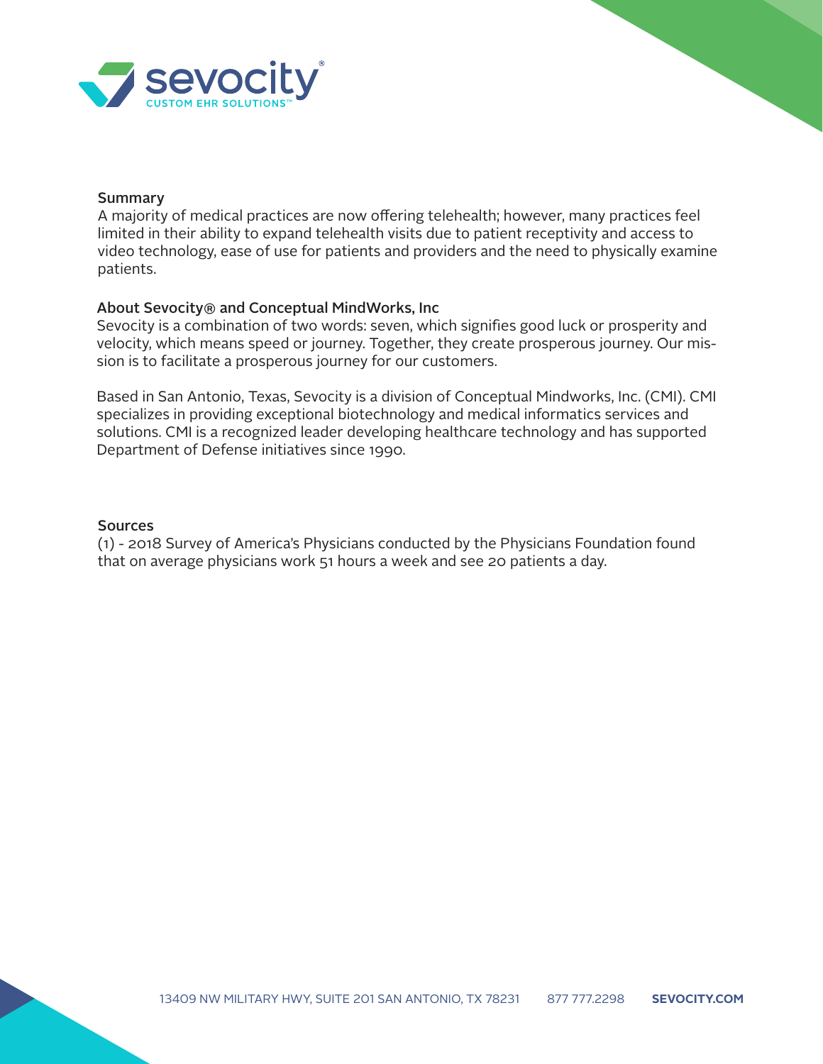## Summary

A majority of medical practices are now offering telehealth; however, many practices feel limited in their ability to expand telehealth visits due to patient receptivity and access to video technology, ease of use for patients and providers and the need to physically examine patients.

## About Sevocity® and Conceptual MindWorks, Inc

Sevocity is a combination of two words: seven, which signifies good luck or prosperity and velocity, which means speed or journey. Together, they create prosperous journey. Our mission is to facilitate a prosperous journey for our customers.

Based in San Antonio, Texas, Sevocity is a division of Conceptual Mindworks, Inc. (CMI). CMI specializes in providing exceptional biotechnology and medical informatics services and solutions. CMI is a recognized leader developing healthcare technology and has supported Department of Defense initiatives since 1990.

## Sources

(1) - 2018 Survey of America's Physicians conducted by the Physicians Foundation found that on average physicians work 51 hours a week and see 20 patients a day.

13409 NW MILITARY HWY, SUITE 201 SAN ANTONIO, TX 78231 877 777.2298 **SEVOCITY.COM**